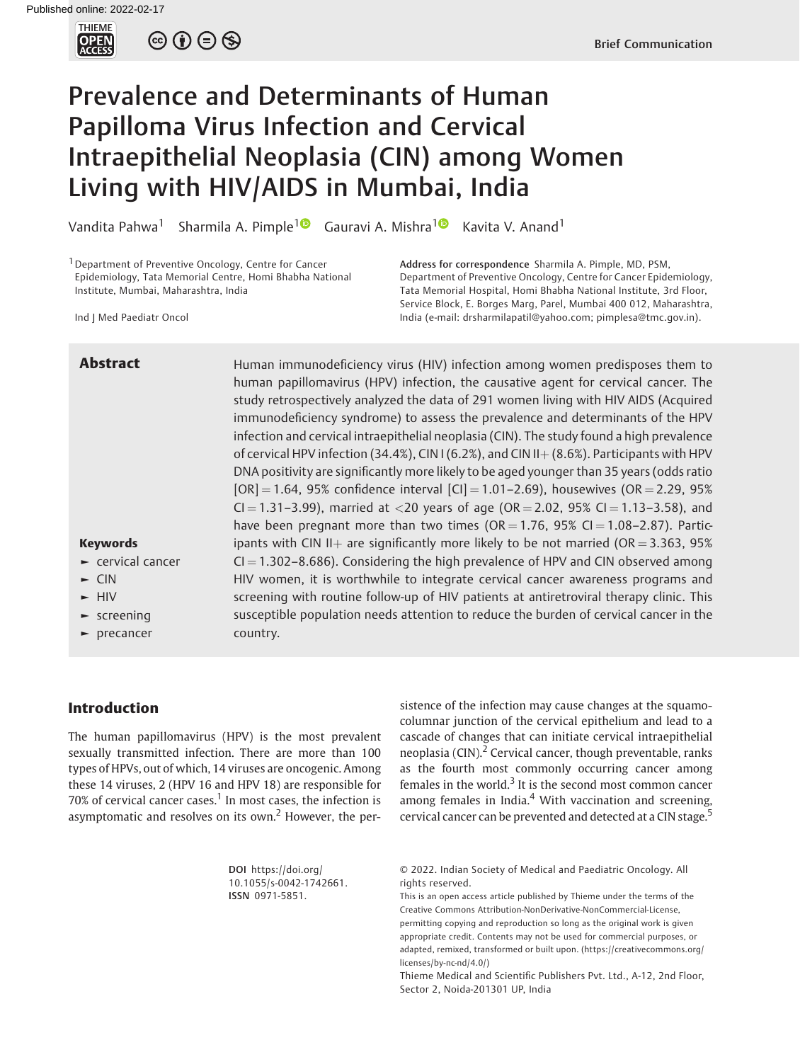Published online: 2022-02-17

Brief Communication

# Prevalence and Determinants of Human Papilloma Virus Infection and Cervical Intraepithelial Neoplasia (CIN) among Women Living with HIV/AIDS in Mumbai, India

Vandita Pahwa[1] Sharmila A. Pimple[1] Gauravi A. Mishra[1] Kavita V. Anand[1]

[1] Department of Preventive Oncology, Centre for Cancer Epidemiology, Tata Memorial Centre, Homi Bhabha National Institute, Mumbai, Maharashtra, India

Ind J Med Paediatr Oncol

**Address for correspondence** Sharmila A. Pimple, MD, PSM, Department of Preventive Oncology, Centre for Cancer Epidemiology, Tata Memorial Hospital, Homi Bhabha National Institute, 3rd Floor, Service Block, E. Borges Marg, Parel, Mumbai 400 012, Maharashtra, India (e-mail: drsharmilapatil@yahoo.com; pimplesa@tmc.gov.in).

## Abstract

Human immunodeficiency virus (HIV) infection among women predisposes them to human papillomavirus (HPV) infection, the causative agent for cervical cancer. The study retrospectively analyzed the data of 291 women living with HIV AIDS (Acquired immunodeficiency syndrome) to assess the prevalence and determinants of the HPV infection and cervical intraepithelial neoplasia (CIN). The study found a high prevalence of cervical HPV infection (34.4%), CIN I (6.2%), and CIN II+ (8.6%). Participants with HPV DNA positivity are significantly more likely to be aged younger than 35 years (odds ratio [OR] = 1.64, 95% confidence interval [CI] = 1.01–2.69), housewives (OR = 2.29, 95% CI = 1.31–3.99), married at <20 years of age (OR = 2.02, 95% CI = 1.13–3.58), and have been pregnant more than two times (OR = 1.76, 95% CI = 1.08–2.87). Participants with CIN II+ are significantly more likely to be not married (OR = 3.363, 95% CI = 1.302–8.686). Considering the high prevalence of HPV and CIN observed among HIV women, it is worthwhile to integrate cervical cancer awareness programs and screening with routine follow-up of HIV patients at antiretroviral therapy clinic. This susceptible population needs attention to reduce the burden of cervical cancer in the country.

**Keywords**

- cervical cancer
- CIN
- HIV
- screening
- precancer

## Introduction

The human papillomavirus (HPV) is the most prevalent sexually transmitted infection. There are more than 100 types of HPVs, out of which, 14 viruses are oncogenic. Among these 14 viruses, 2 (HPV 16 and HPV 18) are responsible for 70% of cervical cancer cases.[1] In most cases, the infection is asymptomatic and resolves on its own.[2] However, the persistence of the infection may cause changes at the squamocolumnar junction of the cervical epithelium and lead to a cascade of changes that can initiate cervical intraepithelial neoplasia (CIN).[2] Cervical cancer, though preventable, ranks as the fourth most commonly occurring cancer among females in the world.[3] It is the second most common cancer among females in India.[4] With vaccination and screening, cervical cancer can be prevented and detected at a CIN stage.[5]

**DOI** https://doi.org/10.1055/s-0042-1742661.
**ISSN** 0971-5851.

© 2022. Indian Society of Medical and Paediatric Oncology. All rights reserved.
This is an open access article published by Thieme under the terms of the Creative Commons Attribution-NonDerivative-NonCommercial-License, permitting copying and reproduction so long as the original work is given appropriate credit. Contents may not be used for commercial purposes, or adapted, remixed, transformed or built upon. (https://creativecommons.org/licenses/by-nc-nd/4.0/)
Thieme Medical and Scientific Publishers Pvt. Ltd., A-12, 2nd Floor, Sector 2, Noida-201301 UP, India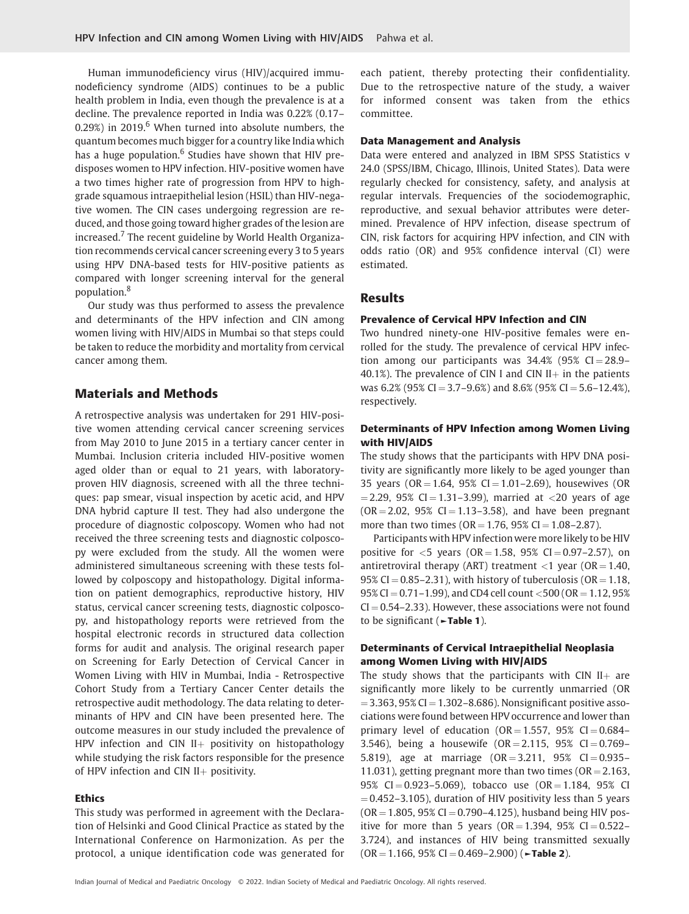Human immunodeficiency virus (HIV)/acquired immunodeficiency syndrome (AIDS) continues to be a public health problem in India, even though the prevalence is at a decline. The prevalence reported in India was 0.22% (0.17–0.29%) in 2019.[6] When turned into absolute numbers, the quantum becomes much bigger for a country like India which has a huge population.[6] Studies have shown that HIV predisposes women to HPV infection. HIV-positive women have a two times higher rate of progression from HPV to high-grade squamous intraepithelial lesion (HSIL) than HIV-negative women. The CIN cases undergoing regression are reduced, and those going toward higher grades of the lesion are increased.[7] The recent guideline by World Health Organization recommends cervical cancer screening every 3 to 5 years using HPV DNA-based tests for HIV-positive patients as compared with longer screening interval for the general population.[8]

Our study was thus performed to assess the prevalence and determinants of the HPV infection and CIN among women living with HIV/AIDS in Mumbai so that steps could be taken to reduce the morbidity and mortality from cervical cancer among them.

## Materials and Methods

A retrospective analysis was undertaken for 291 HIV-positive women attending cervical cancer screening services from May 2010 to June 2015 in a tertiary cancer center in Mumbai. Inclusion criteria included HIV-positive women aged older than or equal to 21 years, with laboratory-proven HIV diagnosis, screened with all the three techniques: pap smear, visual inspection by acetic acid, and HPV DNA hybrid capture II test. They had also undergone the procedure of diagnostic colposcopy. Women who had not received the three screening tests and diagnostic colposcopy were excluded from the study. All the women were administered simultaneous screening with these tests followed by colposcopy and histopathology. Digital information on patient demographics, reproductive history, HIV status, cervical cancer screening tests, diagnostic colposcopy, and histopathology reports were retrieved from the hospital electronic records in structured data collection forms for audit and analysis. The original research paper on Screening for Early Detection of Cervical Cancer in Women Living with HIV in Mumbai, India - Retrospective Cohort Study from a Tertiary Cancer Center details the retrospective audit methodology. The data relating to determinants of HPV and CIN have been presented here. The outcome measures in our study included the prevalence of HPV infection and CIN II+ positivity on histopathology while studying the risk factors responsible for the presence of HPV infection and CIN II+ positivity.

### Ethics

This study was performed in agreement with the Declaration of Helsinki and Good Clinical Practice as stated by the International Conference on Harmonization. As per the protocol, a unique identification code was generated for each patient, thereby protecting their confidentiality. Due to the retrospective nature of the study, a waiver for informed consent was taken from the ethics committee.

### Data Management and Analysis

Data were entered and analyzed in IBM SPSS Statistics v 24.0 (SPSS/IBM, Chicago, Illinois, United States). Data were regularly checked for consistency, safety, and analysis at regular intervals. Frequencies of the sociodemographic, reproductive, and sexual behavior attributes were determined. Prevalence of HPV infection, disease spectrum of CIN, risk factors for acquiring HPV infection, and CIN with odds ratio (OR) and 95% confidence interval (CI) were estimated.

## Results

### Prevalence of Cervical HPV Infection and CIN

Two hundred ninety-one HIV-positive females were enrolled for the study. The prevalence of cervical HPV infection among our participants was 34.4% (95% CI = 28.9–40.1%). The prevalence of CIN I and CIN II+ in the patients was 6.2% (95% CI = 3.7–9.6%) and 8.6% (95% CI = 5.6–12.4%), respectively.

### Determinants of HPV Infection among Women Living with HIV/AIDS

The study shows that the participants with HPV DNA positivity are significantly more likely to be aged younger than 35 years (OR = 1.64, 95% CI = 1.01–2.69), housewives (OR = 2.29, 95% CI = 1.31–3.99), married at <20 years of age (OR = 2.02, 95% CI = 1.13–3.58), and have been pregnant more than two times (OR = 1.76, 95% CI = 1.08–2.87).

Participants with HPV infection were more likely to be HIV positive for <5 years (OR = 1.58, 95% CI = 0.97–2.57), on antiretroviral therapy (ART) treatment <1 year (OR = 1.40, 95% CI = 0.85–2.31), with history of tuberculosis (OR = 1.18, 95% CI = 0.71–1.99), and CD4 cell count <500 (OR = 1.12, 95% CI = 0.54–2.33). However, these associations were not found to be significant (►Table 1).

### Determinants of Cervical Intraepithelial Neoplasia among Women Living with HIV/AIDS

The study shows that the participants with CIN II+ are significantly more likely to be currently unmarried (OR = 3.363, 95% CI = 1.302–8.686). Nonsignificant positive associations were found between HPV occurrence and lower than primary level of education (OR = 1.557, 95% CI = 0.684–3.546), being a housewife (OR = 2.115, 95% CI = 0.769–5.819), age at marriage (OR = 3.211, 95% CI = 0.935–11.031), getting pregnant more than two times (OR = 2.163, 95% CI = 0.923–5.069), tobacco use (OR = 1.184, 95% CI = 0.452–3.105), duration of HIV positivity less than 5 years (OR = 1.805, 95% CI = 0.790–4.125), husband being HIV positive for more than 5 years (OR = 1.394, 95% CI = 0.522–3.724), and instances of HIV being transmitted sexually (OR = 1.166, 95% CI = 0.469–2.900) (►Table 2).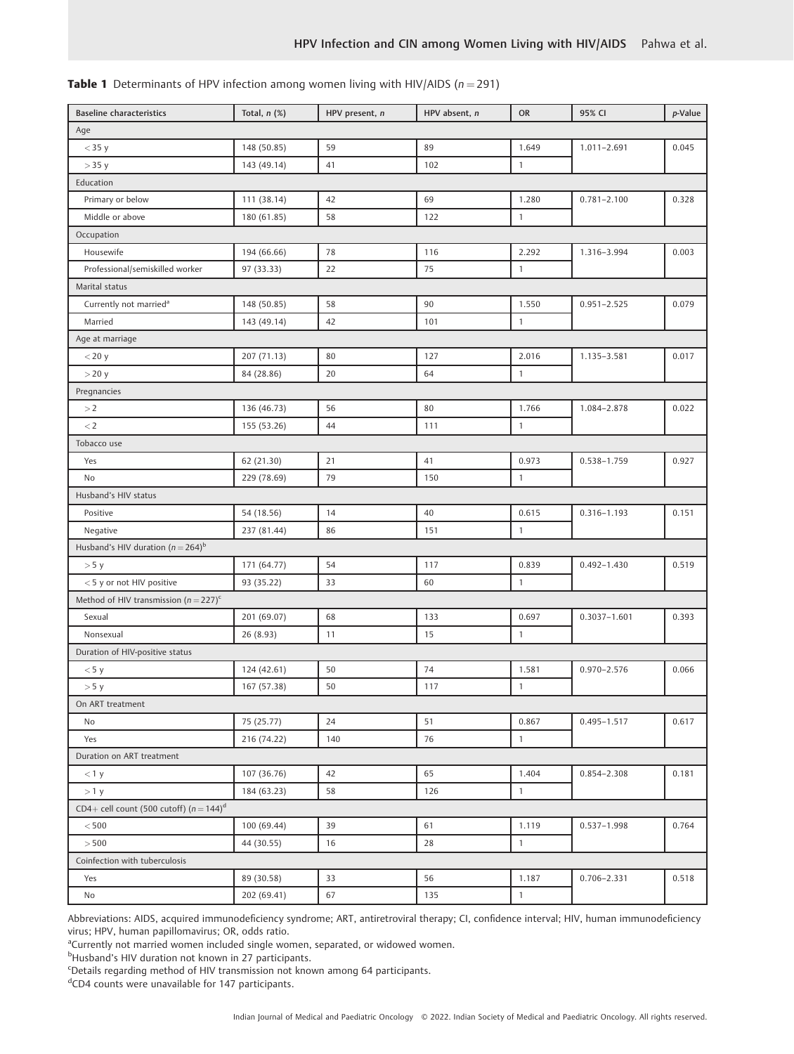**Table 1** Determinants of HPV infection among women living with HIV/AIDS ($n = 291$)

| Baseline characteristics | Total, *n* (%) | HPV present, *n* | HPV absent, *n* | OR | 95% CI | *p*-Value |
|---|---|---|---|---|---|---|
| Age | | | | | | |
| < 35 y | 148 (50.85) | 59 | 89 | 1.649 | 1.011–2.691 | 0.045 |
| > 35 y | 143 (49.14) | 41 | 102 | 1 | | |
| Education | | | | | | |
| Primary or below | 111 (38.14) | 42 | 69 | 1.280 | 0.781–2.100 | 0.328 |
| Middle or above | 180 (61.85) | 58 | 122 | 1 | | |
| Occupation | | | | | | |
| Housewife | 194 (66.66) | 78 | 116 | 2.292 | 1.316–3.994 | 0.003 |
| Professional/semiskilled worker | 97 (33.33) | 22 | 75 | 1 | | |
| Marital status | | | | | | |
| Currently not married[a] | 148 (50.85) | 58 | 90 | 1.550 | 0.951–2.525 | 0.079 |
| Married | 143 (49.14) | 42 | 101 | 1 | | |
| Age at marriage | | | | | | |
| < 20 y | 207 (71.13) | 80 | 127 | 2.016 | 1.135–3.581 | 0.017 |
| > 20 y | 84 (28.86) | 20 | 64 | 1 | | |
| Pregnancies | | | | | | |
| > 2 | 136 (46.73) | 56 | 80 | 1.766 | 1.084–2.878 | 0.022 |
| < 2 | 155 (53.26) | 44 | 111 | 1 | | |
| Tobacco use | | | | | | |
| Yes | 62 (21.30) | 21 | 41 | 0.973 | 0.538–1.759 | 0.927 |
| No | 229 (78.69) | 79 | 150 | 1 | | |
| Husband's HIV status | | | | | | |
| Positive | 54 (18.56) | 14 | 40 | 0.615 | 0.316–1.193 | 0.151 |
| Negative | 237 (81.44) | 86 | 151 | 1 | | |
| Husband's HIV duration ($n = 264$)[b] | | | | | | |
| > 5 y | 171 (64.77) | 54 | 117 | 0.839 | 0.492–1.430 | 0.519 |
| < 5 y or not HIV positive | 93 (35.22) | 33 | 60 | 1 | | |
| Method of HIV transmission ($n = 227$)[c] | | | | | | |
| Sexual | 201 (69.07) | 68 | 133 | 0.697 | 0.3037–1.601 | 0.393 |
| Nonsexual | 26 (8.93) | 11 | 15 | 1 | | |
| Duration of HIV-positive status | | | | | | |
| < 5 y | 124 (42.61) | 50 | 74 | 1.581 | 0.970–2.576 | 0.066 |
| > 5 y | 167 (57.38) | 50 | 117 | 1 | | |
| On ART treatment | | | | | | |
| No | 75 (25.77) | 24 | 51 | 0.867 | 0.495–1.517 | 0.617 |
| Yes | 216 (74.22) | 140 | 76 | 1 | | |
| Duration on ART treatment | | | | | | |
| < 1 y | 107 (36.76) | 42 | 65 | 1.404 | 0.854–2.308 | 0.181 |
| > 1 y | 184 (63.23) | 58 | 126 | 1 | | |
| CD4+ cell count (500 cutoff) ($n = 144$)[d] | | | | | | |
| < 500 | 100 (69.44) | 39 | 61 | 1.119 | 0.537–1.998 | 0.764 |
| > 500 | 44 (30.55) | 16 | 28 | 1 | | |
| Coinfection with tuberculosis | | | | | | |
| Yes | 89 (30.58) | 33 | 56 | 1.187 | 0.706–2.331 | 0.518 |
| No | 202 (69.41) | 67 | 135 | 1 | | |

Abbreviations: AIDS, acquired immunodeficiency syndrome; ART, antiretroviral therapy; CI, confidence interval; HIV, human immunodeficiency virus; HPV, human papillomavirus; OR, odds ratio.

[a]Currently not married women included single women, separated, or widowed women.

[b]Husband's HIV duration not known in 27 participants.

[c]Details regarding method of HIV transmission not known among 64 participants.

[d]CD4 counts were unavailable for 147 participants.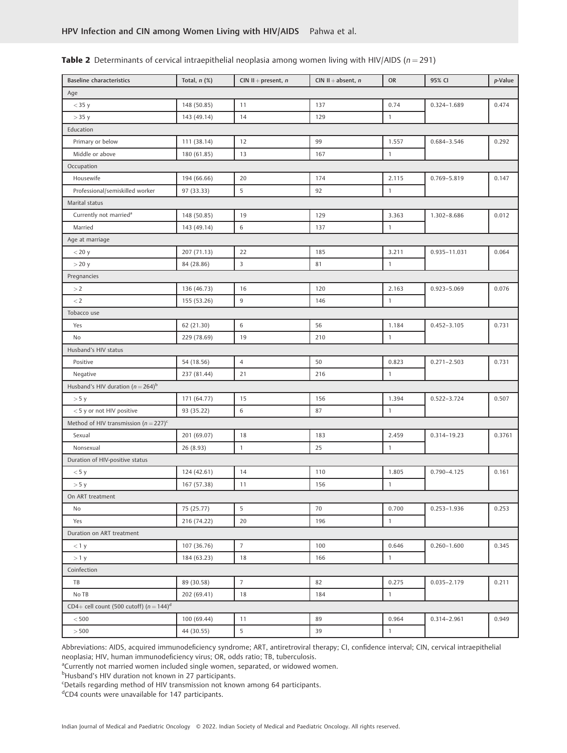**Table 2** Determinants of cervical intraepithelial neoplasia among women living with HIV/AIDS ($n = 291$)

| Baseline characteristics | Total, *n* (%) | CIN II + present, *n* | CIN II + absent, *n* | OR | 95% CI | *p*-Value |
|---|---|---|---|---|---|---|
| Age | | | | | | |
| < 35 y | 148 (50.85) | 11 | 137 | 0.74 | 0.324–1.689 | 0.474 |
| > 35 y | 143 (49.14) | 14 | 129 | 1 | | |
| Education | | | | | | |
| Primary or below | 111 (38.14) | 12 | 99 | 1.557 | 0.684–3.546 | 0.292 |
| Middle or above | 180 (61.85) | 13 | 167 | 1 | | |
| Occupation | | | | | | |
| Housewife | 194 (66.66) | 20 | 174 | 2.115 | 0.769–5.819 | 0.147 |
| Professional/semiskilled worker | 97 (33.33) | 5 | 92 | 1 | | |
| Marital status | | | | | | |
| Currently not married[a] | 148 (50.85) | 19 | 129 | 3.363 | 1.302–8.686 | 0.012 |
| Married | 143 (49.14) | 6 | 137 | 1 | | |
| Age at marriage | | | | | | |
| < 20 y | 207 (71.13) | 22 | 185 | 3.211 | 0.935–11.031 | 0.064 |
| > 20 y | 84 (28.86) | 3 | 81 | 1 | | |
| Pregnancies | | | | | | |
| > 2 | 136 (46.73) | 16 | 120 | 2.163 | 0.923–5.069 | 0.076 |
| < 2 | 155 (53.26) | 9 | 146 | 1 | | |
| Tobacco use | | | | | | |
| Yes | 62 (21.30) | 6 | 56 | 1.184 | 0.452–3.105 | 0.731 |
| No | 229 (78.69) | 19 | 210 | 1 | | |
| Husband's HIV status | | | | | | |
| Positive | 54 (18.56) | 4 | 50 | 0.823 | 0.271–2.503 | 0.731 |
| Negative | 237 (81.44) | 21 | 216 | 1 | | |
| Husband's HIV duration ($n = 264$)[b] | | | | | | |
| > 5 y | 171 (64.77) | 15 | 156 | 1.394 | 0.522–3.724 | 0.507 |
| < 5 y or not HIV positive | 93 (35.22) | 6 | 87 | 1 | | |
| Method of HIV transmission ($n = 227$)[c] | | | | | | |
| Sexual | 201 (69.07) | 18 | 183 | 2.459 | 0.314–19.23 | 0.3761 |
| Nonsexual | 26 (8.93) | 1 | 25 | 1 | | |
| Duration of HIV-positive status | | | | | | |
| < 5 y | 124 (42.61) | 14 | 110 | 1.805 | 0.790–4.125 | 0.161 |
| > 5 y | 167 (57.38) | 11 | 156 | 1 | | |
| On ART treatment | | | | | | |
| No | 75 (25.77) | 5 | 70 | 0.700 | 0.253–1.936 | 0.253 |
| Yes | 216 (74.22) | 20 | 196 | 1 | | |
| Duration on ART treatment | | | | | | |
| < 1 y | 107 (36.76) | 7 | 100 | 0.646 | 0.260–1.600 | 0.345 |
| > 1 y | 184 (63.23) | 18 | 166 | 1 | | |
| Coinfection | | | | | | |
| TB | 89 (30.58) | 7 | 82 | 0.275 | 0.035–2.179 | 0.211 |
| No TB | 202 (69.41) | 18 | 184 | 1 | | |
| CD4+ cell count (500 cutoff) ($n = 144$)[d] | | | | | | |
| < 500 | 100 (69.44) | 11 | 89 | 0.964 | 0.314–2.961 | 0.949 |
| > 500 | 44 (30.55) | 5 | 39 | 1 | | |

Abbreviations: AIDS, acquired immunodeficiency syndrome; ART, antiretroviral therapy; CI, confidence interval; CIN, cervical intraepithelial neoplasia; HIV, human immunodeficiency virus; OR, odds ratio; TB, tuberculosis.

[a]Currently not married women included single women, separated, or widowed women.

[b]Husband's HIV duration not known in 27 participants.

[c]Details regarding method of HIV transmission not known among 64 participants.

[d]CD4 counts were unavailable for 147 participants.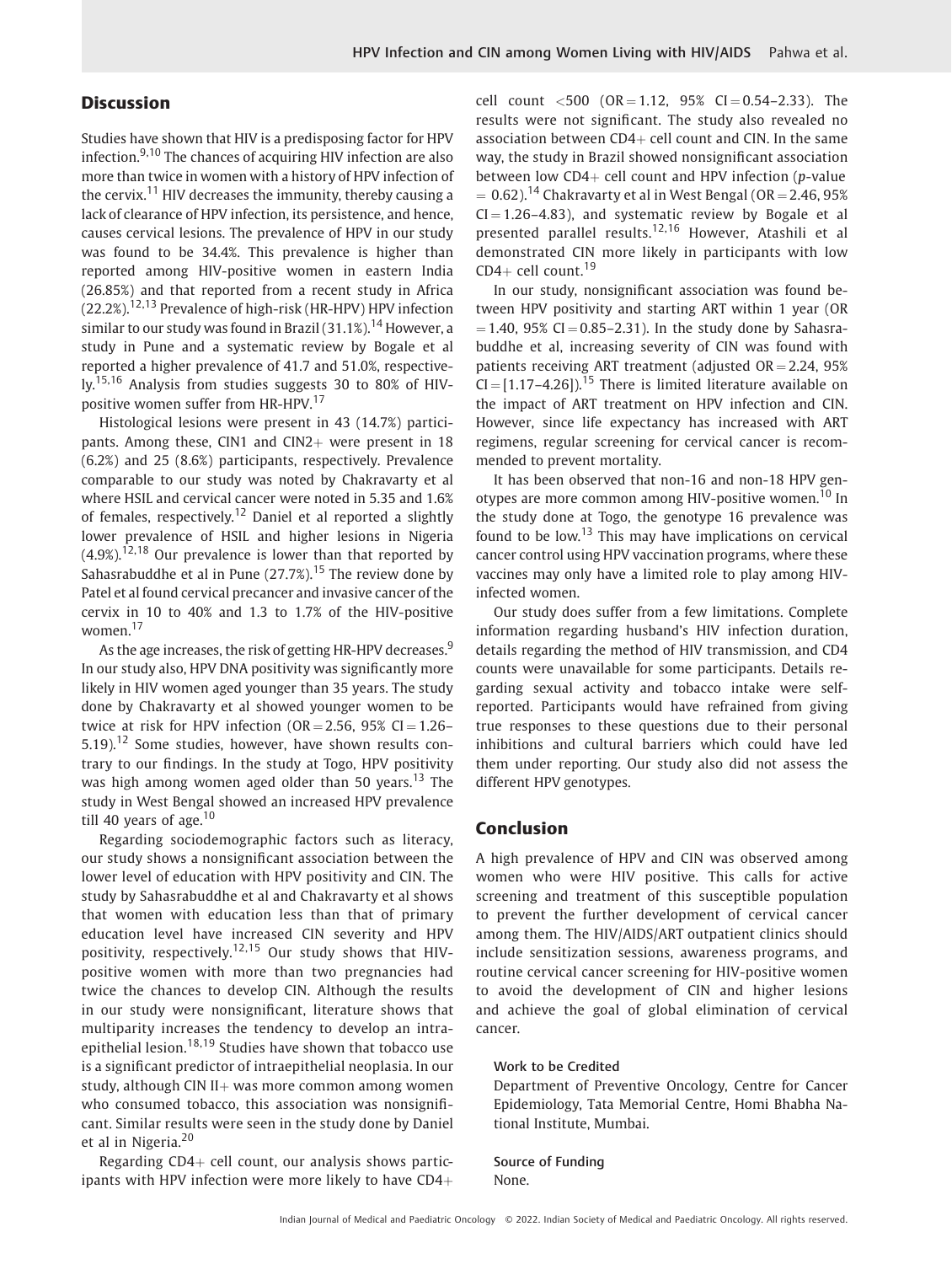## Discussion

Studies have shown that HIV is a predisposing factor for HPV infection.[9,10] The chances of acquiring HIV infection are also more than twice in women with a history of HPV infection of the cervix.[11] HIV decreases the immunity, thereby causing a lack of clearance of HPV infection, its persistence, and hence, causes cervical lesions. The prevalence of HPV in our study was found to be 34.4%. This prevalence is higher than reported among HIV-positive women in eastern India (26.85%) and that reported from a recent study in Africa (22.2%).[12,13] Prevalence of high-risk (HR-HPV) HPV infection similar to our study was found in Brazil (31.1%).[14] However, a study in Pune and a systematic review by Bogale et al reported a higher prevalence of 41.7 and 51.0%, respectively.[15,16] Analysis from studies suggests 30 to 80% of HIV-positive women suffer from HR-HPV.[17]

Histological lesions were present in 43 (14.7%) participants. Among these, CIN1 and CIN2+ were present in 18 (6.2%) and 25 (8.6%) participants, respectively. Prevalence comparable to our study was noted by Chakravarty et al where HSIL and cervical cancer were noted in 5.35 and 1.6% of females, respectively.[12] Daniel et al reported a slightly lower prevalence of HSIL and higher lesions in Nigeria (4.9%).[12,18] Our prevalence is lower than that reported by Sahasrabuddhe et al in Pune (27.7%).[15] The review done by Patel et al found cervical precancer and invasive cancer of the cervix in 10 to 40% and 1.3 to 1.7% of the HIV-positive women.[17]

As the age increases, the risk of getting HR-HPV decreases.[9] In our study also, HPV DNA positivity was significantly more likely in HIV women aged younger than 35 years. The study done by Chakravarty et al showed younger women to be twice at risk for HPV infection (OR = 2.56, 95% CI = 1.26–5.19).[12] Some studies, however, have shown results contrary to our findings. In the study at Togo, HPV positivity was high among women aged older than 50 years.[13] The study in West Bengal showed an increased HPV prevalence till 40 years of age.[10]

Regarding sociodemographic factors such as literacy, our study shows a nonsignificant association between the lower level of education with HPV positivity and CIN. The study by Sahasrabuddhe et al and Chakravarty et al shows that women with education less than that of primary education level have increased CIN severity and HPV positivity, respectively.[12,15] Our study shows that HIV-positive women with more than two pregnancies had twice the chances to develop CIN. Although the results in our study were nonsignificant, literature shows that multiparity increases the tendency to develop an intraepithelial lesion.[18,19] Studies have shown that tobacco use is a significant predictor of intraepithelial neoplasia. In our study, although CIN II+ was more common among women who consumed tobacco, this association was nonsignificant. Similar results were seen in the study done by Daniel et al in Nigeria.[20]

Regarding CD4+ cell count, our analysis shows participants with HPV infection were more likely to have CD4+ cell count <500 (OR = 1.12, 95% CI = 0.54–2.33). The results were not significant. The study also revealed no association between CD4+ cell count and CIN. In the same way, the study in Brazil showed nonsignificant association between low CD4+ cell count and HPV infection (*p*-value = 0.62).[14] Chakravarty et al in West Bengal (OR = 2.46, 95% CI = 1.26–4.83), and systematic review by Bogale et al presented parallel results.[12,16] However, Atashili et al demonstrated CIN more likely in participants with low CD4+ cell count.[19]

In our study, nonsignificant association was found between HPV positivity and starting ART within 1 year (OR = 1.40, 95% CI = 0.85–2.31). In the study done by Sahasrabuddhe et al, increasing severity of CIN was found with patients receiving ART treatment (adjusted OR = 2.24, 95% CI = [1.17–4.26]).[15] There is limited literature available on the impact of ART treatment on HPV infection and CIN. However, since life expectancy has increased with ART regimens, regular screening for cervical cancer is recommended to prevent mortality.

It has been observed that non-16 and non-18 HPV genotypes are more common among HIV-positive women.[10] In the study done at Togo, the genotype 16 prevalence was found to be low.[13] This may have implications on cervical cancer control using HPV vaccination programs, where these vaccines may only have a limited role to play among HIV-infected women.

Our study does suffer from a few limitations. Complete information regarding husband's HIV infection duration, details regarding the method of HIV transmission, and CD4 counts were unavailable for some participants. Details regarding sexual activity and tobacco intake were self-reported. Participants would have refrained from giving true responses to these questions due to their personal inhibitions and cultural barriers which could have led them under reporting. Our study also did not assess the different HPV genotypes.

## Conclusion

A high prevalence of HPV and CIN was observed among women who were HIV positive. This calls for active screening and treatment of this susceptible population to prevent the further development of cervical cancer among them. The HIV/AIDS/ART outpatient clinics should include sensitization sessions, awareness programs, and routine cervical cancer screening for HIV-positive women to avoid the development of CIN and higher lesions and achieve the goal of global elimination of cervical cancer.

**Work to be Credited**
Department of Preventive Oncology, Centre for Cancer Epidemiology, Tata Memorial Centre, Homi Bhabha National Institute, Mumbai.

**Source of Funding**
None.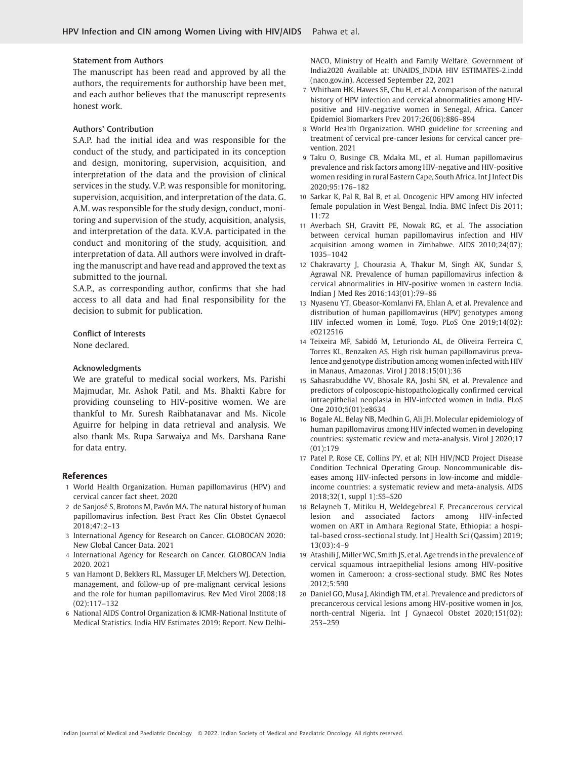### Statement from Authors

The manuscript has been read and approved by all the authors, the requirements for authorship have been met, and each author believes that the manuscript represents honest work.

### Authors' Contribution

S.A.P. had the initial idea and was responsible for the conduct of the study, and participated in its conception and design, monitoring, supervision, acquisition, and interpretation of the data and the provision of clinical services in the study. V.P. was responsible for monitoring, supervision, acquisition, and interpretation of the data. G. A.M. was responsible for the study design, conduct, monitoring and supervision of the study, acquisition, analysis, and interpretation of the data. K.V.A. participated in the conduct and monitoring of the study, acquisition, and interpretation of data. All authors were involved in drafting the manuscript and have read and approved the text as submitted to the journal.

S.A.P., as corresponding author, confirms that she had access to all data and had final responsibility for the decision to submit for publication.

### Conflict of Interests

None declared.

### Acknowledgments

We are grateful to medical social workers, Ms. Parishi Majmudar, Mr. Ashok Patil, and Ms. Bhakti Kabre for providing counseling to HIV-positive women. We are thankful to Mr. Suresh Raibhatanavar and Ms. Nicole Aguirre for helping in data retrieval and analysis. We also thank Ms. Rupa Sarwaiya and Ms. Darshana Rane for data entry.

## References

1. World Health Organization. Human papillomavirus (HPV) and cervical cancer fact sheet. 2020
2. de Sanjosé S, Brotons M, Pavón MA. The natural history of human papillomavirus infection. Best Pract Res Clin Obstet Gynaecol 2018;47:2–13
3. International Agency for Research on Cancer. GLOBOCAN 2020: New Global Cancer Data. 2021
4. International Agency for Research on Cancer. GLOBOCAN India 2020. 2021
5. van Hamont D, Bekkers RL, Massuger LF, Melchers WJ. Detection, management, and follow-up of pre-malignant cervical lesions and the role for human papillomavirus. Rev Med Virol 2008;18 (02):117–132
6. National AIDS Control Organization & ICMR-National Institute of Medical Statistics. India HIV Estimates 2019: Report. New Delhi-NACO, Ministry of Health and Family Welfare, Government of India2020 Available at: UNAIDS_INDIA HIV ESTIMATES-2.indd (naco.gov.in). Accessed September 22, 2021
7. Whitham HK, Hawes SE, Chu H, et al. A comparison of the natural history of HPV infection and cervical abnormalities among HIV-positive and HIV-negative women in Senegal, Africa. Cancer Epidemiol Biomarkers Prev 2017;26(06):886–894
8. World Health Organization. WHO guideline for screening and treatment of cervical pre-cancer lesions for cervical cancer prevention. 2021
9. Taku O, Businge CB, Mdaka ML, et al. Human papillomavirus prevalence and risk factors among HIV-negative and HIV-positive women residing in rural Eastern Cape, South Africa. Int J Infect Dis 2020;95:176–182
10. Sarkar K, Pal R, Bal B, et al. Oncogenic HPV among HIV infected female population in West Bengal, India. BMC Infect Dis 2011; 11:72
11. Averbach SH, Gravitt PE, Nowak RG, et al. The association between cervical human papillomavirus infection and HIV acquisition among women in Zimbabwe. AIDS 2010;24(07): 1035–1042
12. Chakravarty J, Chourasia A, Thakur M, Singh AK, Sundar S, Agrawal NR. Prevalence of human papillomavirus infection & cervical abnormalities in HIV-positive women in eastern India. Indian J Med Res 2016;143(01):79–86
13. Nyasenu YT, Gbeasor-Komlanvi FA, Ehlan A, et al. Prevalence and distribution of human papillomavirus (HPV) genotypes among HIV infected women in Lomé, Togo. PLoS One 2019;14(02): e0212516
14. Teixeira MF, Sabidó M, Leturiondo AL, de Oliveira Ferreira C, Torres KL, Benzaken AS. High risk human papillomavirus prevalence and genotype distribution among women infected with HIV in Manaus, Amazonas. Virol J 2018;15(01):36
15. Sahasrabuddhe VV, Bhosale RA, Joshi SN, et al. Prevalence and predictors of colposcopic-histopathologically confirmed cervical intraepithelial neoplasia in HIV-infected women in India. PLoS One 2010;5(01):e8634
16. Bogale AL, Belay NB, Medhin G, Ali JH. Molecular epidemiology of human papillomavirus among HIV infected women in developing countries: systematic review and meta-analysis. Virol J 2020;17 (01):179
17. Patel P, Rose CE, Collins PY, et al; NIH HIV/NCD Project Disease Condition Technical Operating Group. Noncommunicable diseases among HIV-infected persons in low-income and middle-income countries: a systematic review and meta-analysis. AIDS 2018;32(1, suppl 1):S5–S20
18. Belayneh T, Mitiku H, Weldegebreal F. Precancerous cervical lesion and associated factors among HIV-infected women on ART in Amhara Regional State, Ethiopia: a hospital-based cross-sectional study. Int J Health Sci (Qassim) 2019; 13(03):4–9
19. Atashili J, Miller WC, Smith JS, et al. Age trends in the prevalence of cervical squamous intraepithelial lesions among HIV-positive women in Cameroon: a cross-sectional study. BMC Res Notes 2012;5:590
20. Daniel GO, Musa J, Akindigh TM, et al. Prevalence and predictors of precancerous cervical lesions among HIV-positive women in Jos, north-central Nigeria. Int J Gynaecol Obstet 2020;151(02): 253–259